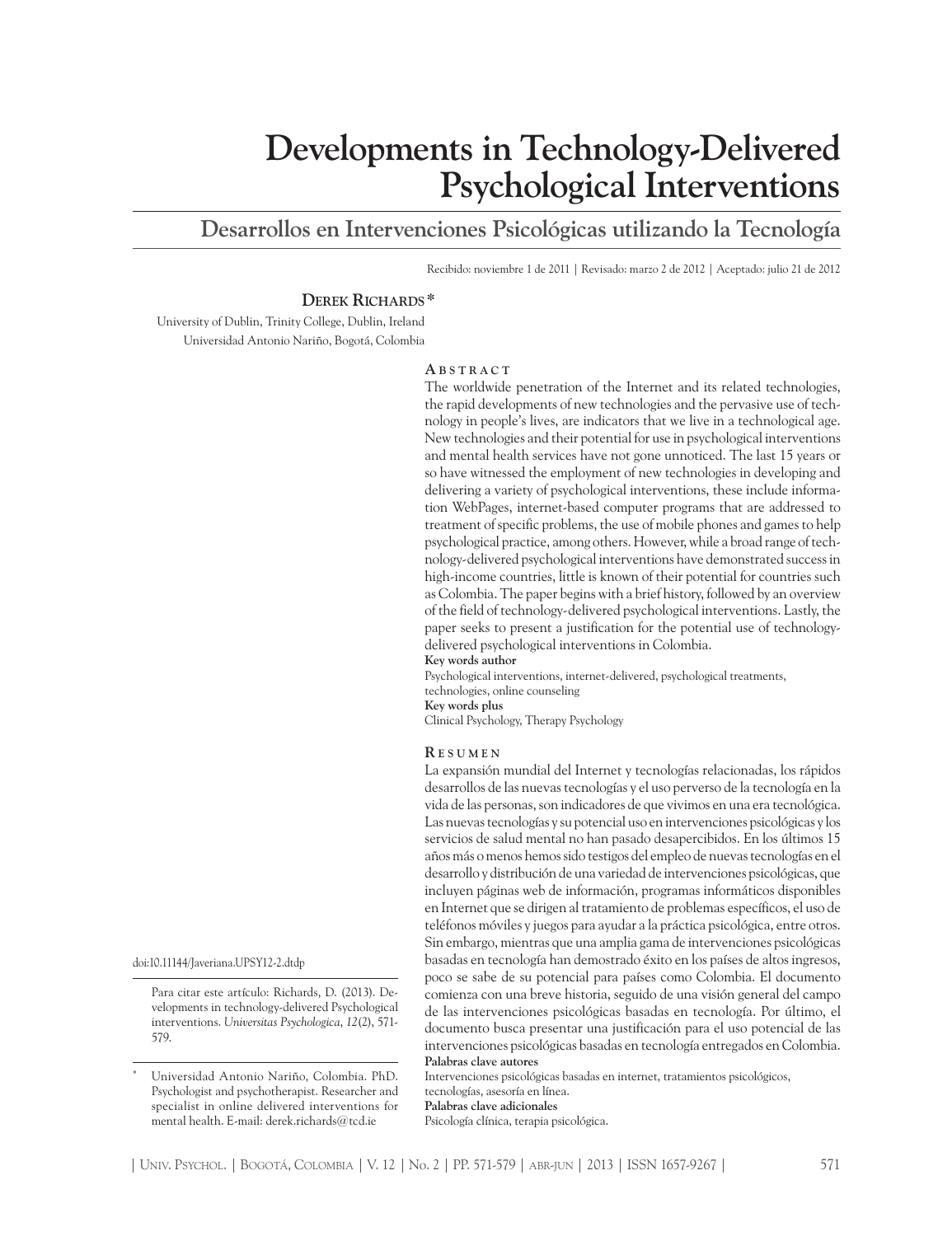# Developments in Technology-Delivered Psychological Interventions

## Desarrollos en Intervenciones Psicológicas utilizando la Tecnología

Recibido: noviembre 1 de 2011 | Revisado: marzo 2 de 2012 | Aceptado: julio 21 de 2012

**Derek Richards***

University of Dublin, Trinity College, Dublin, Ireland
Universidad Antonio Nariño, Bogotá, Colombia

### Abstract

The worldwide penetration of the Internet and its related technologies, the rapid developments of new technologies and the pervasive use of technology in people's lives, are indicators that we live in a technological age. New technologies and their potential for use in psychological interventions and mental health services have not gone unnoticed. The last 15 years or so have witnessed the employment of new technologies in developing and delivering a variety of psychological interventions, these include information WebPages, internet-based computer programs that are addressed to treatment of specific problems, the use of mobile phones and games to help psychological practice, among others. However, while a broad range of technology-delivered psychological interventions have demonstrated success in high-income countries, little is known of their potential for countries such as Colombia. The paper begins with a brief history, followed by an overview of the field of technology-delivered psychological interventions. Lastly, the paper seeks to present a justification for the potential use of technology-delivered psychological interventions in Colombia.

**Key words author**

Psychological interventions, internet-delivered, psychological treatments, technologies, online counseling

**Key words plus**

Clinical Psychology, Therapy Psychology

### Resumen

La expansión mundial del Internet y tecnologías relacionadas, los rápidos desarrollos de las nuevas tecnologías y el uso perverso de la tecnología en la vida de las personas, son indicadores de que vivimos en una era tecnológica. Las nuevas tecnologías y su potencial uso en intervenciones psicológicas y los servicios de salud mental no han pasado desapercibidos. En los últimos 15 años más o menos hemos sido testigos del empleo de nuevas tecnologías en el desarrollo y distribución de una variedad de intervenciones psicológicas, que incluyen páginas web de información, programas informáticos disponibles en Internet que se dirigen al tratamiento de problemas específicos, el uso de teléfonos móviles y juegos para ayudar a la práctica psicológica, entre otros. Sin embargo, mientras que una amplia gama de intervenciones psicológicas basadas en tecnología han demostrado éxito en los países de altos ingresos, poco se sabe de su potencial para países como Colombia. El documento comienza con una breve historia, seguido de una visión general del campo de las intervenciones psicológicas basadas en tecnología. Por último, el documento busca presentar una justificación para el uso potencial de las intervenciones psicológicas basadas en tecnología entregados en Colombia.

**Palabras clave autores**

Intervenciones psicológicas basadas en internet, tratamientos psicológicos, tecnologías, asesoría en línea.

**Palabras clave adicionales**

Psicología clínica, terapia psicológica.

doi:10.11144/Javeriana.UPSY12-2.dtdp

Para citar este artículo: Richards, D. (2013). Developments in technology-delivered Psychological interventions. *Universitas Psychologica, 12*(2), 571-579.

\* Universidad Antonio Nariño, Colombia. PhD. Psychologist and psychotherapist. Researcher and specialist in online delivered interventions for mental health. E-mail: derek.richards@tcd.ie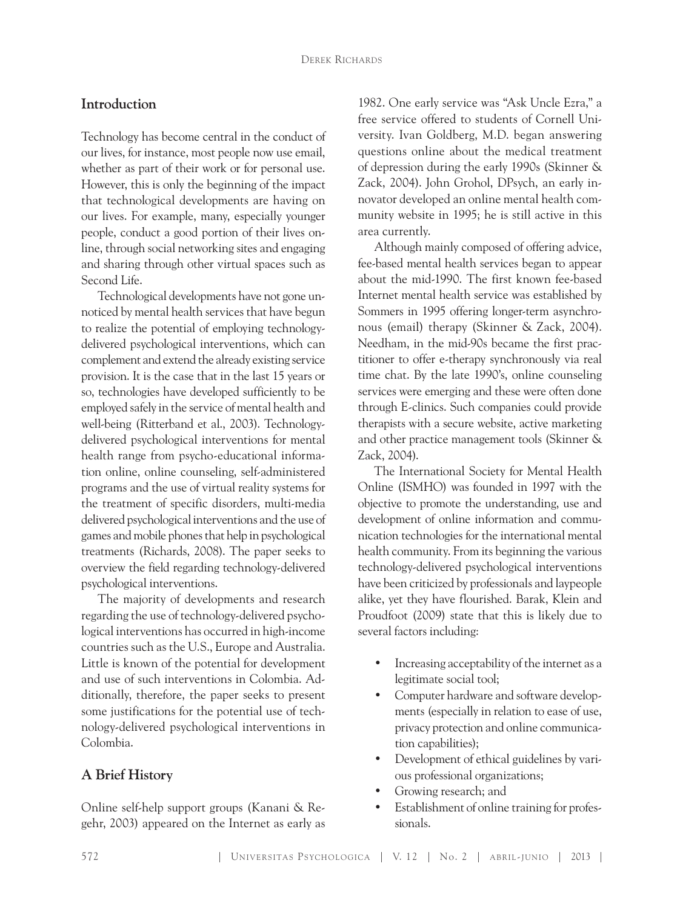## Introduction

Technology has become central in the conduct of our lives, for instance, most people now use email, whether as part of their work or for personal use. However, this is only the beginning of the impact that technological developments are having on our lives. For example, many, especially younger people, conduct a good portion of their lives online, through social networking sites and engaging and sharing through other virtual spaces such as Second Life.

Technological developments have not gone unnoticed by mental health services that have begun to realize the potential of employing technology-delivered psychological interventions, which can complement and extend the already existing service provision. It is the case that in the last 15 years or so, technologies have developed sufficiently to be employed safely in the service of mental health and well-being (Ritterband et al., 2003). Technology-delivered psychological interventions for mental health range from psycho-educational information online, online counseling, self-administered programs and the use of virtual reality systems for the treatment of specific disorders, multi-media delivered psychological interventions and the use of games and mobile phones that help in psychological treatments (Richards, 2008). The paper seeks to overview the field regarding technology-delivered psychological interventions.

The majority of developments and research regarding the use of technology-delivered psychological interventions has occurred in high-income countries such as the U.S., Europe and Australia. Little is known of the potential for development and use of such interventions in Colombia. Additionally, therefore, the paper seeks to present some justifications for the potential use of technology-delivered psychological interventions in Colombia.

## A Brief History

Online self-help support groups (Kanani & Regehr, 2003) appeared on the Internet as early as 1982. One early service was "Ask Uncle Ezra," a free service offered to students of Cornell University. Ivan Goldberg, M.D. began answering questions online about the medical treatment of depression during the early 1990s (Skinner & Zack, 2004). John Grohol, DPsych, an early innovator developed an online mental health community website in 1995; he is still active in this area currently.

Although mainly composed of offering advice, fee-based mental health services began to appear about the mid-1990. The first known fee-based Internet mental health service was established by Sommers in 1995 offering longer-term asynchronous (email) therapy (Skinner & Zack, 2004). Needham, in the mid-90s became the first practitioner to offer e-therapy synchronously via real time chat. By the late 1990's, online counseling services were emerging and these were often done through E-clinics. Such companies could provide therapists with a secure website, active marketing and other practice management tools (Skinner & Zack, 2004).

The International Society for Mental Health Online (ISMHO) was founded in 1997 with the objective to promote the understanding, use and development of online information and communication technologies for the international mental health community. From its beginning the various technology-delivered psychological interventions have been criticized by professionals and laypeople alike, yet they have flourished. Barak, Klein and Proudfoot (2009) state that this is likely due to several factors including:

- Increasing acceptability of the internet as a legitimate social tool;
- Computer hardware and software developments (especially in relation to ease of use, privacy protection and online communication capabilities);
- Development of ethical guidelines by various professional organizations;
- Growing research; and
- Establishment of online training for professionals.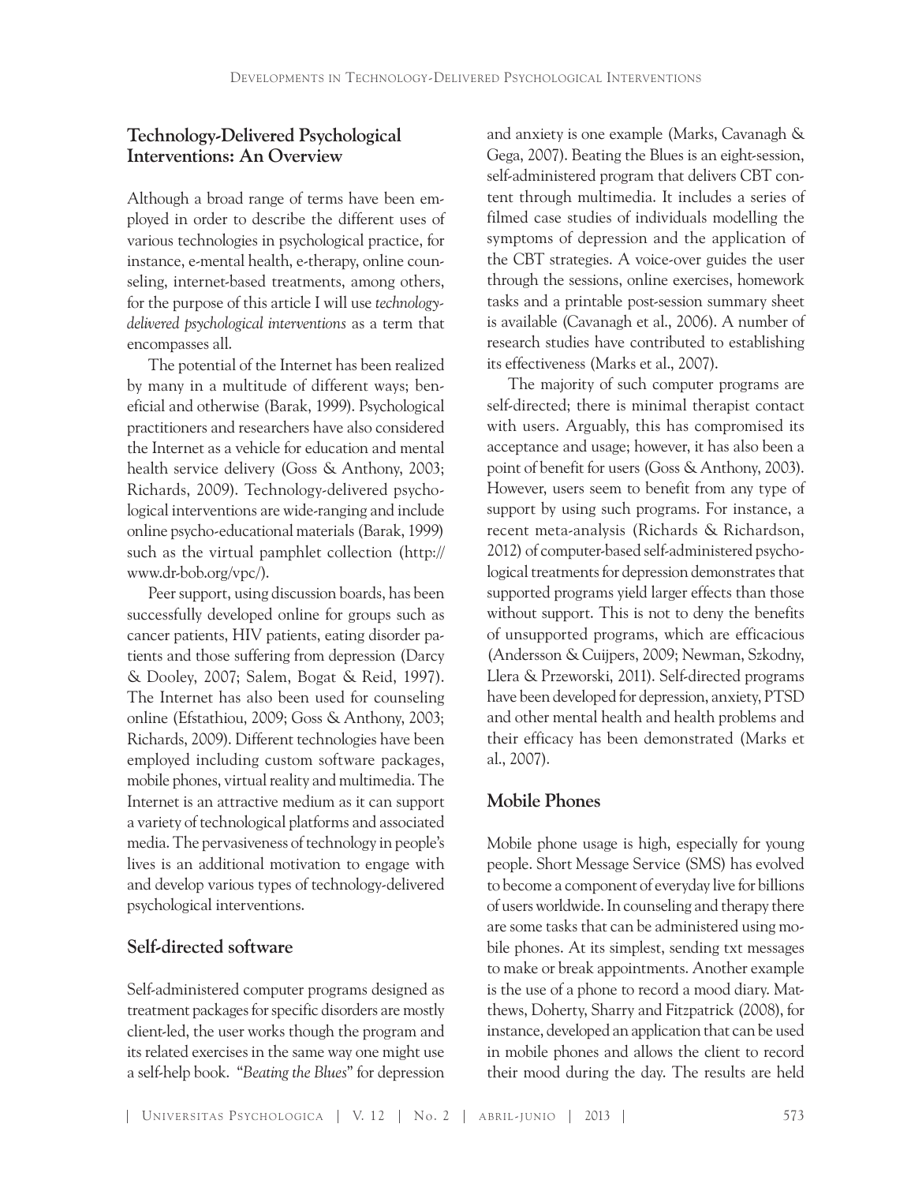## Technology-Delivered Psychological Interventions: An Overview

Although a broad range of terms have been employed in order to describe the different uses of various technologies in psychological practice, for instance, e-mental health, e-therapy, online counseling, internet-based treatments, among others, for the purpose of this article I will use *technology-delivered psychological interventions* as a term that encompasses all.

The potential of the Internet has been realized by many in a multitude of different ways; beneficial and otherwise (Barak, 1999). Psychological practitioners and researchers have also considered the Internet as a vehicle for education and mental health service delivery (Goss & Anthony, 2003; Richards, 2009). Technology-delivered psychological interventions are wide-ranging and include online psycho-educational materials (Barak, 1999) such as the virtual pamphlet collection (http://www.dr-bob.org/vpc/).

Peer support, using discussion boards, has been successfully developed online for groups such as cancer patients, HIV patients, eating disorder patients and those suffering from depression (Darcy & Dooley, 2007; Salem, Bogat & Reid, 1997). The Internet has also been used for counseling online (Efstathiou, 2009; Goss & Anthony, 2003; Richards, 2009). Different technologies have been employed including custom software packages, mobile phones, virtual reality and multimedia. The Internet is an attractive medium as it can support a variety of technological platforms and associated media. The pervasiveness of technology in people's lives is an additional motivation to engage with and develop various types of technology-delivered psychological interventions.

## Self-directed software

Self-administered computer programs designed as treatment packages for specific disorders are mostly client-led, the user works though the program and its related exercises in the same way one might use a self-help book. "*Beating the Blues*" for depression and anxiety is one example (Marks, Cavanagh & Gega, 2007). Beating the Blues is an eight-session, self-administered program that delivers CBT content through multimedia. It includes a series of filmed case studies of individuals modelling the symptoms of depression and the application of the CBT strategies. A voice-over guides the user through the sessions, online exercises, homework tasks and a printable post-session summary sheet is available (Cavanagh et al., 2006). A number of research studies have contributed to establishing its effectiveness (Marks et al., 2007).

The majority of such computer programs are self-directed; there is minimal therapist contact with users. Arguably, this has compromised its acceptance and usage; however, it has also been a point of benefit for users (Goss & Anthony, 2003). However, users seem to benefit from any type of support by using such programs. For instance, a recent meta-analysis (Richards & Richardson, 2012) of computer-based self-administered psychological treatments for depression demonstrates that supported programs yield larger effects than those without support. This is not to deny the benefits of unsupported programs, which are efficacious (Andersson & Cuijpers, 2009; Newman, Szkodny, Llera & Przeworski, 2011). Self-directed programs have been developed for depression, anxiety, PTSD and other mental health and health problems and their efficacy has been demonstrated (Marks et al., 2007).

## Mobile Phones

Mobile phone usage is high, especially for young people. Short Message Service (SMS) has evolved to become a component of everyday live for billions of users worldwide. In counseling and therapy there are some tasks that can be administered using mobile phones. At its simplest, sending txt messages to make or break appointments. Another example is the use of a phone to record a mood diary. Matthews, Doherty, Sharry and Fitzpatrick (2008), for instance, developed an application that can be used in mobile phones and allows the client to record their mood during the day. The results are held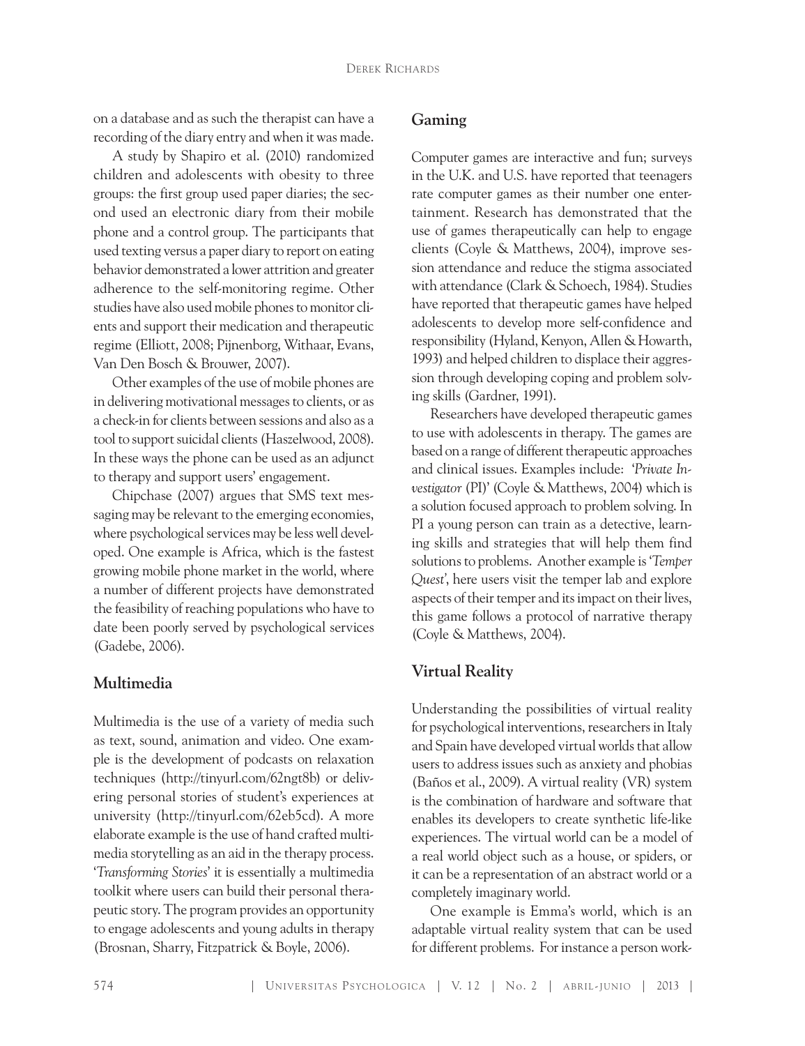on a database and as such the therapist can have a recording of the diary entry and when it was made.

A study by Shapiro et al. (2010) randomized children and adolescents with obesity to three groups: the first group used paper diaries; the second used an electronic diary from their mobile phone and a control group. The participants that used texting versus a paper diary to report on eating behavior demonstrated a lower attrition and greater adherence to the self-monitoring regime. Other studies have also used mobile phones to monitor clients and support their medication and therapeutic regime (Elliott, 2008; Pijnenborg, Withaar, Evans, Van Den Bosch & Brouwer, 2007).

Other examples of the use of mobile phones are in delivering motivational messages to clients, or as a check-in for clients between sessions and also as a tool to support suicidal clients (Haszelwood, 2008). In these ways the phone can be used as an adjunct to therapy and support users' engagement.

Chipchase (2007) argues that SMS text messaging may be relevant to the emerging economies, where psychological services may be less well developed. One example is Africa, which is the fastest growing mobile phone market in the world, where a number of different projects have demonstrated the feasibility of reaching populations who have to date been poorly served by psychological services (Gadebe, 2006).

## Multimedia

Multimedia is the use of a variety of media such as text, sound, animation and video. One example is the development of podcasts on relaxation techniques (http://tinyurl.com/62ngt8b) or delivering personal stories of student's experiences at university (http://tinyurl.com/62eb5cd). A more elaborate example is the use of hand crafted multimedia storytelling as an aid in the therapy process. '*Transforming Stories*' it is essentially a multimedia toolkit where users can build their personal therapeutic story. The program provides an opportunity to engage adolescents and young adults in therapy (Brosnan, Sharry, Fitzpatrick & Boyle, 2006).

## Gaming

Computer games are interactive and fun; surveys in the U.K. and U.S. have reported that teenagers rate computer games as their number one entertainment. Research has demonstrated that the use of games therapeutically can help to engage clients (Coyle & Matthews, 2004), improve session attendance and reduce the stigma associated with attendance (Clark & Schoech, 1984). Studies have reported that therapeutic games have helped adolescents to develop more self-confidence and responsibility (Hyland, Kenyon, Allen & Howarth, 1993) and helped children to displace their aggression through developing coping and problem solving skills (Gardner, 1991).

Researchers have developed therapeutic games to use with adolescents in therapy. The games are based on a range of different therapeutic approaches and clinical issues. Examples include: '*Private Investigator* (PI)' (Coyle & Matthews, 2004) which is a solution focused approach to problem solving. In PI a young person can train as a detective, learning skills and strategies that will help them find solutions to problems. Another example is '*Temper Quest*', here users visit the temper lab and explore aspects of their temper and its impact on their lives, this game follows a protocol of narrative therapy (Coyle & Matthews, 2004).

## Virtual Reality

Understanding the possibilities of virtual reality for psychological interventions, researchers in Italy and Spain have developed virtual worlds that allow users to address issues such as anxiety and phobias (Baños et al., 2009). A virtual reality (VR) system is the combination of hardware and software that enables its developers to create synthetic life-like experiences. The virtual world can be a model of a real world object such as a house, or spiders, or it can be a representation of an abstract world or a completely imaginary world.

One example is Emma's world, which is an adaptable virtual reality system that can be used for different problems. For instance a person work-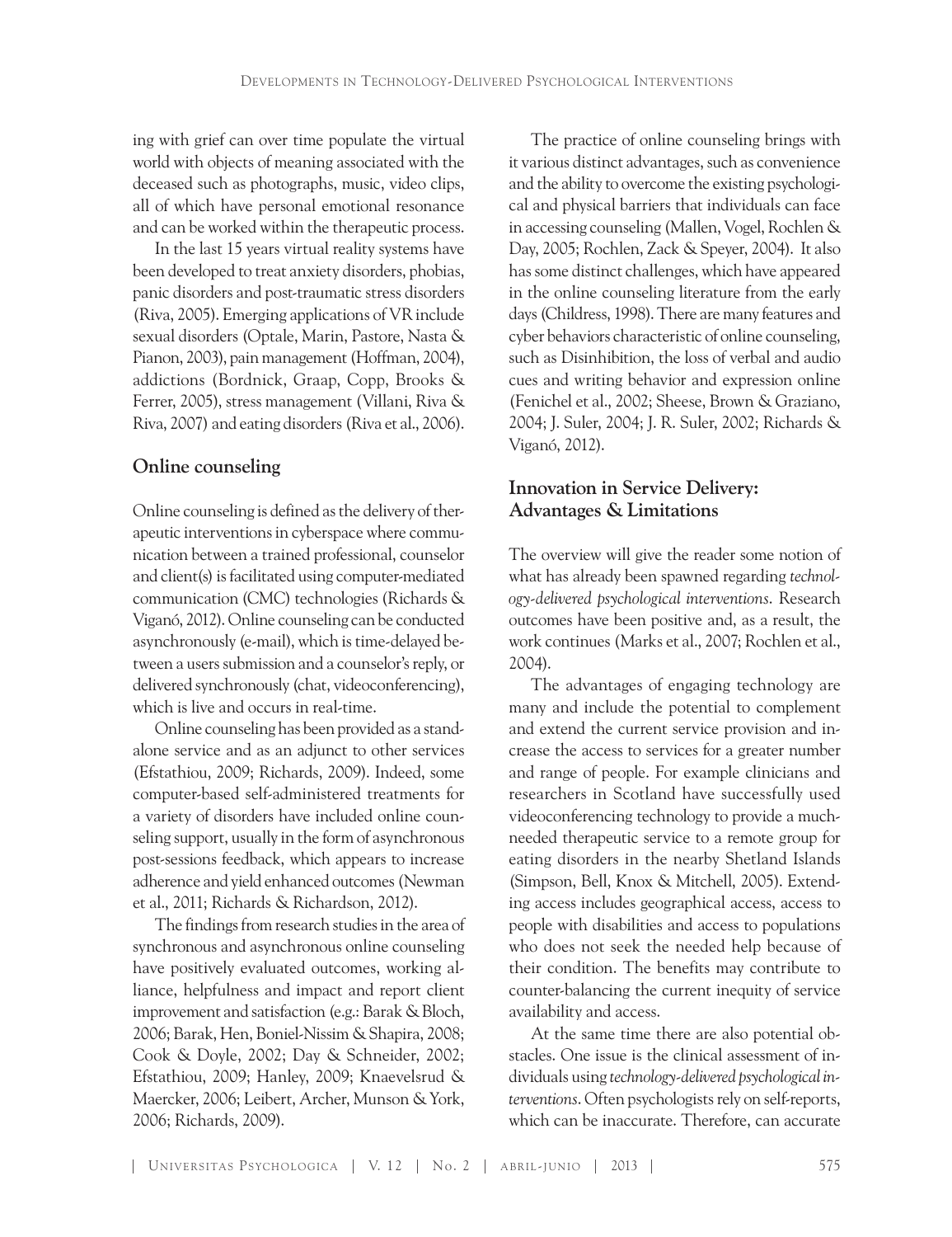ing with grief can over time populate the virtual world with objects of meaning associated with the deceased such as photographs, music, video clips, all of which have personal emotional resonance and can be worked within the therapeutic process.

In the last 15 years virtual reality systems have been developed to treat anxiety disorders, phobias, panic disorders and post-traumatic stress disorders (Riva, 2005). Emerging applications of VR include sexual disorders (Optale, Marin, Pastore, Nasta & Pianon, 2003), pain management (Hoffman, 2004), addictions (Bordnick, Graap, Copp, Brooks & Ferrer, 2005), stress management (Villani, Riva & Riva, 2007) and eating disorders (Riva et al., 2006).

## Online counseling

Online counseling is defined as the delivery of therapeutic interventions in cyberspace where communication between a trained professional, counselor and client(s) is facilitated using computer-mediated communication (CMC) technologies (Richards & Viganó, 2012). Online counseling can be conducted asynchronously (e-mail), which is time-delayed between a users submission and a counselor's reply, or delivered synchronously (chat, videoconferencing), which is live and occurs in real-time.

Online counseling has been provided as a stand-alone service and as an adjunct to other services (Efstathiou, 2009; Richards, 2009). Indeed, some computer-based self-administered treatments for a variety of disorders have included online counseling support, usually in the form of asynchronous post-sessions feedback, which appears to increase adherence and yield enhanced outcomes (Newman et al., 2011; Richards & Richardson, 2012).

The findings from research studies in the area of synchronous and asynchronous online counseling have positively evaluated outcomes, working alliance, helpfulness and impact and report client improvement and satisfaction (e.g.: Barak & Bloch, 2006; Barak, Hen, Boniel-Nissim & Shapira, 2008; Cook & Doyle, 2002; Day & Schneider, 2002; Efstathiou, 2009; Hanley, 2009; Knaevelsrud & Maercker, 2006; Leibert, Archer, Munson & York, 2006; Richards, 2009).

The practice of online counseling brings with it various distinct advantages, such as convenience and the ability to overcome the existing psychological and physical barriers that individuals can face in accessing counseling (Mallen, Vogel, Rochlen & Day, 2005; Rochlen, Zack & Speyer, 2004). It also has some distinct challenges, which have appeared in the online counseling literature from the early days (Childress, 1998). There are many features and cyber behaviors characteristic of online counseling, such as Disinhibition, the loss of verbal and audio cues and writing behavior and expression online (Fenichel et al., 2002; Sheese, Brown & Graziano, 2004; J. Suler, 2004; J. R. Suler, 2002; Richards & Viganó, 2012).

## Innovation in Service Delivery: Advantages & Limitations

The overview will give the reader some notion of what has already been spawned regarding *technology-delivered psychological interventions*. Research outcomes have been positive and, as a result, the work continues (Marks et al., 2007; Rochlen et al., 2004).

The advantages of engaging technology are many and include the potential to complement and extend the current service provision and increase the access to services for a greater number and range of people. For example clinicians and researchers in Scotland have successfully used videoconferencing technology to provide a much-needed therapeutic service to a remote group for eating disorders in the nearby Shetland Islands (Simpson, Bell, Knox & Mitchell, 2005). Extending access includes geographical access, access to people with disabilities and access to populations who does not seek the needed help because of their condition. The benefits may contribute to counter-balancing the current inequity of service availability and access.

At the same time there are also potential obstacles. One issue is the clinical assessment of individuals using *technology-delivered psychological interventions*. Often psychologists rely on self-reports, which can be inaccurate. Therefore, can accurate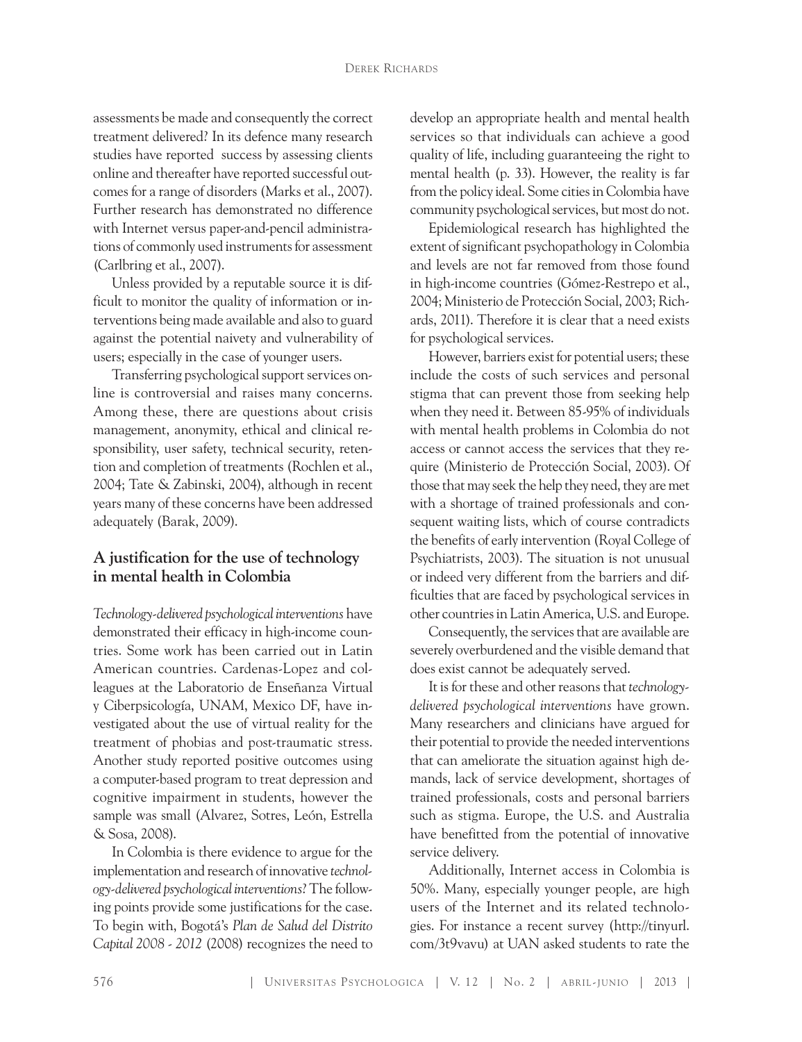assessments be made and consequently the correct treatment delivered? In its defence many research studies have reported success by assessing clients online and thereafter have reported successful outcomes for a range of disorders (Marks et al., 2007). Further research has demonstrated no difference with Internet versus paper-and-pencil administrations of commonly used instruments for assessment (Carlbring et al., 2007).

Unless provided by a reputable source it is difficult to monitor the quality of information or interventions being made available and also to guard against the potential naivety and vulnerability of users; especially in the case of younger users.

Transferring psychological support services online is controversial and raises many concerns. Among these, there are questions about crisis management, anonymity, ethical and clinical responsibility, user safety, technical security, retention and completion of treatments (Rochlen et al., 2004; Tate & Zabinski, 2004), although in recent years many of these concerns have been addressed adequately (Barak, 2009).

## A justification for the use of technology in mental health in Colombia

*Technology-delivered psychological interventions* have demonstrated their efficacy in high-income countries. Some work has been carried out in Latin American countries. Cardenas-Lopez and colleagues at the Laboratorio de Enseñanza Virtual y Ciberpsicología, UNAM, Mexico DF, have investigated about the use of virtual reality for the treatment of phobias and post-traumatic stress. Another study reported positive outcomes using a computer-based program to treat depression and cognitive impairment in students, however the sample was small (Alvarez, Sotres, León, Estrella & Sosa, 2008).

In Colombia is there evidence to argue for the implementation and research of innovative *technology-delivered psychological interventions?* The following points provide some justifications for the case. To begin with, Bogotá's *Plan de Salud del Distrito Capital 2008 - 2012* (2008) recognizes the need to develop an appropriate health and mental health services so that individuals can achieve a good quality of life, including guaranteeing the right to mental health (p. 33). However, the reality is far from the policy ideal. Some cities in Colombia have community psychological services, but most do not.

Epidemiological research has highlighted the extent of significant psychopathology in Colombia and levels are not far removed from those found in high-income countries (Gómez-Restrepo et al., 2004; Ministerio de Protección Social, 2003; Richards, 2011). Therefore it is clear that a need exists for psychological services.

However, barriers exist for potential users; these include the costs of such services and personal stigma that can prevent those from seeking help when they need it. Between 85-95% of individuals with mental health problems in Colombia do not access or cannot access the services that they require (Ministerio de Protección Social, 2003). Of those that may seek the help they need, they are met with a shortage of trained professionals and consequent waiting lists, which of course contradicts the benefits of early intervention (Royal College of Psychiatrists, 2003). The situation is not unusual or indeed very different from the barriers and difficulties that are faced by psychological services in other countries in Latin America, U.S. and Europe.

Consequently, the services that are available are severely overburdened and the visible demand that does exist cannot be adequately served.

It is for these and other reasons that *technology-delivered psychological interventions* have grown. Many researchers and clinicians have argued for their potential to provide the needed interventions that can ameliorate the situation against high demands, lack of service development, shortages of trained professionals, costs and personal barriers such as stigma. Europe, the U.S. and Australia have benefitted from the potential of innovative service delivery.

Additionally, Internet access in Colombia is 50%. Many, especially younger people, are high users of the Internet and its related technologies. For instance a recent survey (http://tinyurl.com/3t9vavu) at UAN asked students to rate the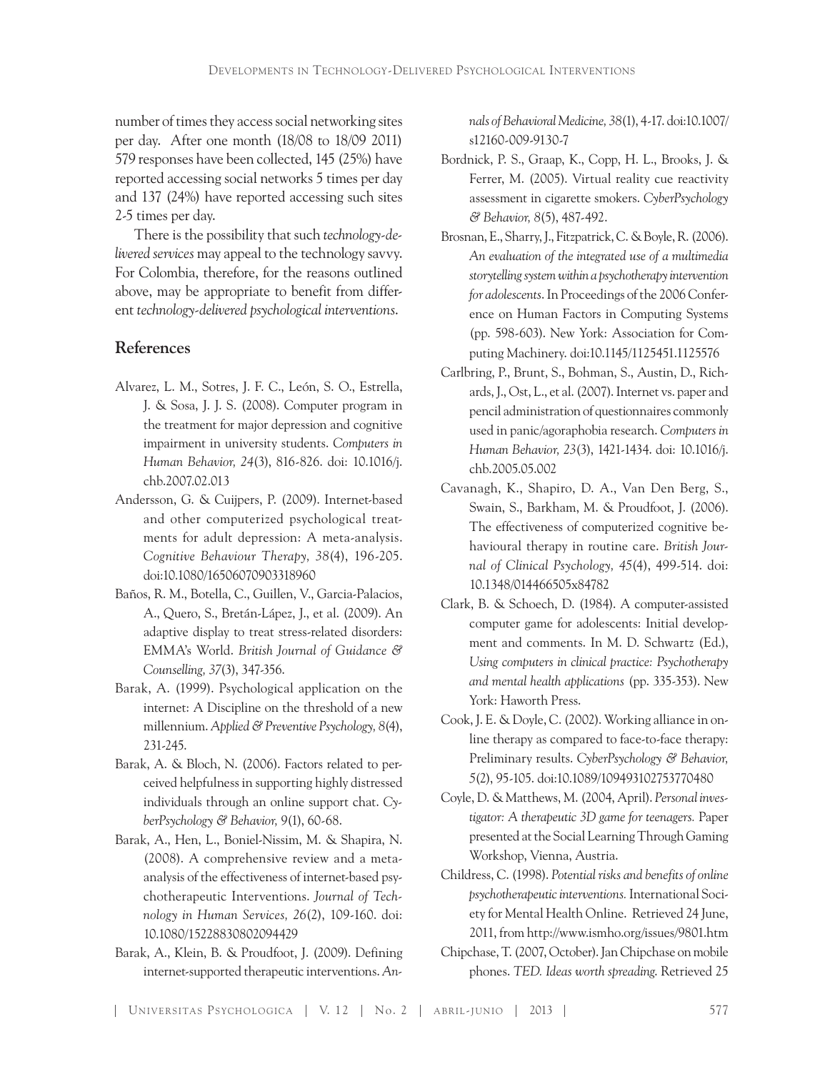number of times they access social networking sites per day. After one month (18/08 to 18/09 2011) 579 responses have been collected, 145 (25%) have reported accessing social networks 5 times per day and 137 (24%) have reported accessing such sites 2-5 times per day.

There is the possibility that such *technology-delivered services* may appeal to the technology savvy. For Colombia, therefore, for the reasons outlined above, may be appropriate to benefit from different *technology-delivered psychological interventions*.

## References

Alvarez, L. M., Sotres, J. F. C., León, S. O., Estrella, J. & Sosa, J. J. S. (2008). Computer program in the treatment for major depression and cognitive impairment in university students. *Computers in Human Behavior, 24*(3), 816-826. doi: 10.1016/j.chb.2007.02.013

Andersson, G. & Cuijpers, P. (2009). Internet-based and other computerized psychological treatments for adult depression: A meta-analysis. *Cognitive Behaviour Therapy, 38*(4), 196-205. doi:10.1080/16506070903318960

Baños, R. M., Botella, C., Guillen, V., Garcia-Palacios, A., Quero, S., Bretán-Lápez, J., et al. (2009). An adaptive display to treat stress-related disorders: EMMA's World. *British Journal of Guidance & Counselling, 37*(3), 347-356.

Barak, A. (1999). Psychological application on the internet: A Discipline on the threshold of a new millennium. *Applied & Preventive Psychology, 8*(4), 231-245.

Barak, A. & Bloch, N. (2006). Factors related to perceived helpfulness in supporting highly distressed individuals through an online support chat. *CyberPsychology & Behavior, 9*(1), 60-68.

Barak, A., Hen, L., Boniel-Nissim, M. & Shapira, N. (2008). A comprehensive review and a meta-analysis of the effectiveness of internet-based psychotherapeutic Interventions. *Journal of Technology in Human Services, 26*(2), 109-160. doi: 10.1080/15228830802094429

Barak, A., Klein, B. & Proudfoot, J. (2009). Defining internet-supported therapeutic interventions. *Annals of Behavioral Medicine, 38*(1), 4-17. doi:10.1007/s12160-009-9130-7

Bordnick, P. S., Graap, K., Copp, H. L., Brooks, J. & Ferrer, M. (2005). Virtual reality cue reactivity assessment in cigarette smokers. *CyberPsychology & Behavior, 8*(5), 487-492.

Brosnan, E., Sharry, J., Fitzpatrick, C. & Boyle, R. (2006). *An evaluation of the integrated use of a multimedia storytelling system within a psychotherapy intervention for adolescents*. In Proceedings of the 2006 Conference on Human Factors in Computing Systems (pp. 598-603). New York: Association for Computing Machinery. doi:10.1145/1125451.1125576

Carlbring, P., Brunt, S., Bohman, S., Austin, D., Richards, J., Ost, L., et al. (2007). Internet vs. paper and pencil administration of questionnaires commonly used in panic/agoraphobia research. *Computers in Human Behavior, 23*(3), 1421-1434. doi: 10.1016/j.chb.2005.05.002

Cavanagh, K., Shapiro, D. A., Van Den Berg, S., Swain, S., Barkham, M. & Proudfoot, J. (2006). The effectiveness of computerized cognitive behavioural therapy in routine care. *British Journal of Clinical Psychology, 45*(4), 499-514. doi: 10.1348/014466505x84782

Clark, B. & Schoech, D. (1984). A computer-assisted computer game for adolescents: Initial development and comments. In M. D. Schwartz (Ed.), *Using computers in clinical practice: Psychotherapy and mental health applications* (pp. 335-353). New York: Haworth Press.

Cook, J. E. & Doyle, C. (2002). Working alliance in online therapy as compared to face-to-face therapy: Preliminary results. *CyberPsychology & Behavior, 5*(2), 95-105. doi:10.1089/109493102753770480

Coyle, D. & Matthews, M. (2004, April). *Personal investigator: A therapeutic 3D game for teenagers.* Paper presented at the Social Learning Through Gaming Workshop, Vienna, Austria.

Childress, C. (1998). *Potential risks and benefits of online psychotherapeutic interventions.* International Society for Mental Health Online. Retrieved 24 June, 2011, from http://www.ismho.org/issues/9801.htm

Chipchase, T. (2007, October). Jan Chipchase on mobile phones. *TED. Ideas worth spreading.* Retrieved 25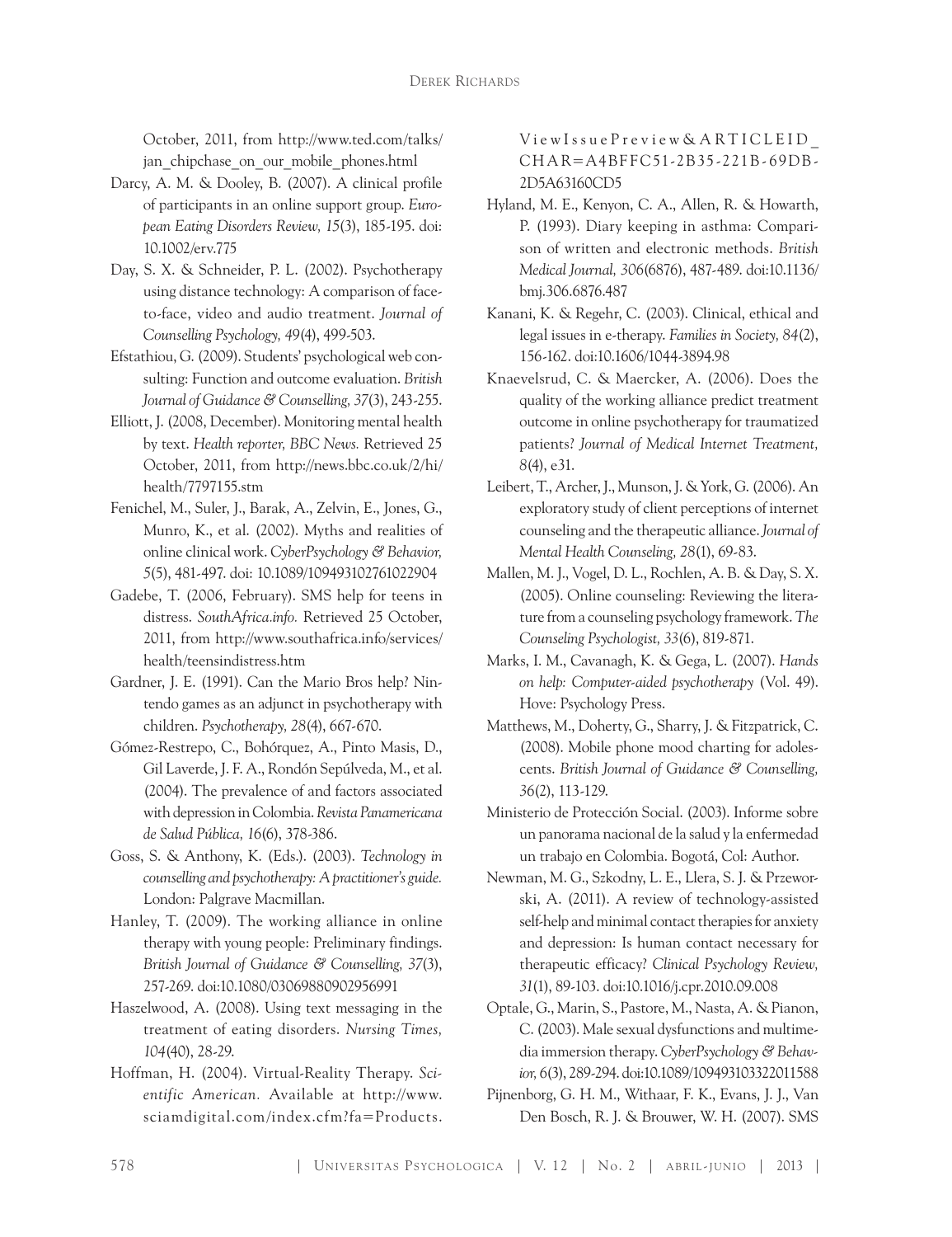October, 2011, from http://www.ted.com/talks/jan_chipchase_on_our_mobile_phones.html

Darcy, A. M. & Dooley, B. (2007). A clinical profile of participants in an online support group. *European Eating Disorders Review, 15*(3), 185-195. doi: 10.1002/erv.775

Day, S. X. & Schneider, P. L. (2002). Psychotherapy using distance technology: A comparison of face-to-face, video and audio treatment. *Journal of Counselling Psychology, 49*(4), 499-503.

Efstathiou, G. (2009). Students' psychological web consulting: Function and outcome evaluation. *British Journal of Guidance & Counselling, 37*(3), 243-255.

Elliott, J. (2008, December). Monitoring mental health by text. *Health reporter, BBC News.* Retrieved 25 October, 2011, from http://news.bbc.co.uk/2/hi/health/7797155.stm

Fenichel, M., Suler, J., Barak, A., Zelvin, E., Jones, G., Munro, K., et al. (2002). Myths and realities of online clinical work. *CyberPsychology & Behavior, 5*(5), 481-497. doi: 10.1089/109493102761022904

Gadebe, T. (2006, February). SMS help for teens in distress. *SouthAfrica.info.* Retrieved 25 October, 2011, from http://www.southafrica.info/services/health/teensindistress.htm

Gardner, J. E. (1991). Can the Mario Bros help? Nintendo games as an adjunct in psychotherapy with children. *Psychotherapy, 28*(4), 667-670.

Gómez-Restrepo, C., Bohórquez, A., Pinto Masis, D., Gil Laverde, J. F. A., Rondón Sepúlveda, M., et al. (2004). The prevalence of and factors associated with depression in Colombia. *Revista Panamericana de Salud Pública, 16*(6), 378-386.

Goss, S. & Anthony, K. (Eds.). (2003). *Technology in counselling and psychotherapy: A practitioner's guide.* London: Palgrave Macmillan.

Hanley, T. (2009). The working alliance in online therapy with young people: Preliminary findings. *British Journal of Guidance & Counselling, 37*(3), 257-269. doi:10.1080/03069880902956991

Haszelwood, A. (2008). Using text messaging in the treatment of eating disorders. *Nursing Times, 104*(40), 28-29.

Hoffman, H. (2004). Virtual-Reality Therapy. *Scientific American.* Available at http://www.sciamdigital.com/index.cfm?fa=Products.ViewIssuePreview&ARTICLEID_CHAR=A4BFFC51-2B35-221B-69DB-2D5A63160CD5

Hyland, M. E., Kenyon, C. A., Allen, R. & Howarth, P. (1993). Diary keeping in asthma: Comparison of written and electronic methods. *British Medical Journal, 306*(6876), 487-489. doi:10.1136/bmj.306.6876.487

Kanani, K. & Regehr, C. (2003). Clinical, ethical and legal issues in e-therapy. *Families in Society, 84*(2), 156-162. doi:10.1606/1044-3894.98

Knaevelsrud, C. & Maercker, A. (2006). Does the quality of the working alliance predict treatment outcome in online psychotherapy for traumatized patients? *Journal of Medical Internet Treatment, 8*(4), e31.

Leibert, T., Archer, J., Munson, J. & York, G. (2006). An exploratory study of client perceptions of internet counseling and the therapeutic alliance. *Journal of Mental Health Counseling, 28*(1), 69-83.

Mallen, M. J., Vogel, D. L., Rochlen, A. B. & Day, S. X. (2005). Online counseling: Reviewing the literature from a counseling psychology framework. *The Counseling Psychologist, 33*(6), 819-871.

Marks, I. M., Cavanagh, K. & Gega, L. (2007). *Hands on help: Computer-aided psychotherapy* (Vol. 49). Hove: Psychology Press.

Matthews, M., Doherty, G., Sharry, J. & Fitzpatrick, C. (2008). Mobile phone mood charting for adolescents. *British Journal of Guidance & Counselling, 36*(2), 113-129.

Ministerio de Protección Social. (2003). Informe sobre un panorama nacional de la salud y la enfermedad un trabajo en Colombia. Bogotá, Col: Author.

Newman, M. G., Szkodny, L. E., Llera, S. J. & Przeworski, A. (2011). A review of technology-assisted self-help and minimal contact therapies for anxiety and depression: Is human contact necessary for therapeutic efficacy? *Clinical Psychology Review, 31*(1), 89-103. doi:10.1016/j.cpr.2010.09.008

Optale, G., Marin, S., Pastore, M., Nasta, A. & Pianon, C. (2003). Male sexual dysfunctions and multimedia immersion therapy. *CyberPsychology & Behavior, 6*(3), 289-294. doi:10.1089/109493103322011588

Pijnenborg, G. H. M., Withaar, F. K., Evans, J. J., Van Den Bosch, R. J. & Brouwer, W. H. (2007). SMS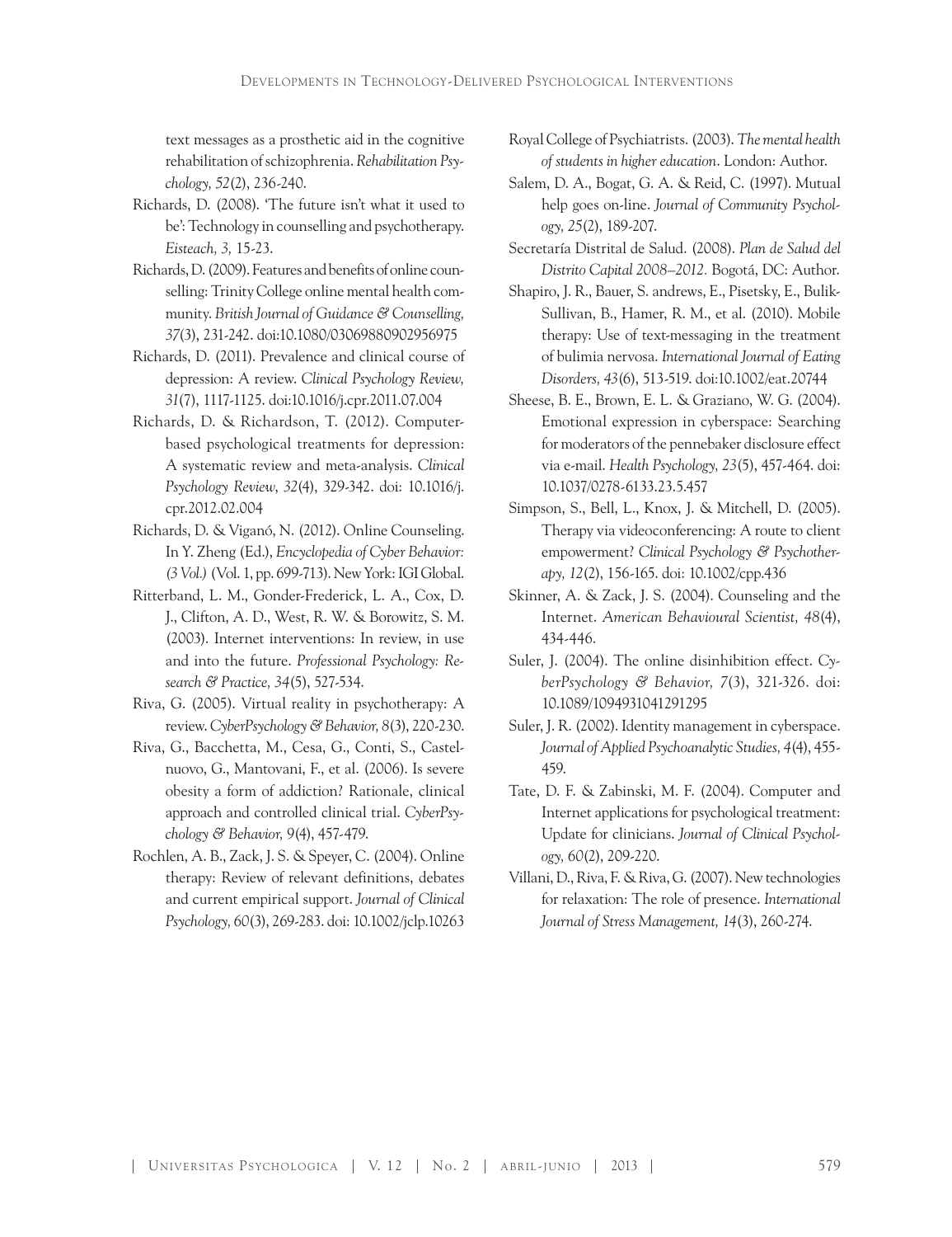text messages as a prosthetic aid in the cognitive rehabilitation of schizophrenia. *Rehabilitation Psychology, 52*(2), 236-240.

Richards, D. (2008). 'The future isn't what it used to be': Technology in counselling and psychotherapy. *Eisteach, 3,* 15-23.

Richards, D. (2009). Features and benefits of online counselling: Trinity College online mental health community. *British Journal of Guidance & Counselling, 37*(3), 231-242. doi:10.1080/03069880902956975

Richards, D. (2011). Prevalence and clinical course of depression: A review. *Clinical Psychology Review, 31*(7), 1117-1125. doi:10.1016/j.cpr.2011.07.004

Richards, D. & Richardson, T. (2012). Computer-based psychological treatments for depression: A systematic review and meta-analysis. *Clinical Psychology Review, 32*(4), 329-342. doi: 10.1016/j.cpr.2012.02.004

Richards, D. & Viganó, N. (2012). Online Counseling. In Y. Zheng (Ed.), *Encyclopedia of Cyber Behavior: (3 Vol.)* (Vol. 1, pp. 699-713). New York: IGI Global.

Ritterband, L. M., Gonder-Frederick, L. A., Cox, D. J., Clifton, A. D., West, R. W. & Borowitz, S. M. (2003). Internet interventions: In review, in use and into the future. *Professional Psychology: Research & Practice, 34*(5), 527-534.

Riva, G. (2005). Virtual reality in psychotherapy: A review. *CyberPsychology & Behavior, 8*(3), 220-230.

Riva, G., Bacchetta, M., Cesa, G., Conti, S., Castelnuovo, G., Mantovani, F., et al. (2006). Is severe obesity a form of addiction? Rationale, clinical approach and controlled clinical trial. *CyberPsychology & Behavior, 9*(4), 457-479.

Rochlen, A. B., Zack, J. S. & Speyer, C. (2004). Online therapy: Review of relevant definitions, debates and current empirical support. *Journal of Clinical Psychology, 60*(3), 269-283. doi: 10.1002/jclp.10263

Royal College of Psychiatrists. (2003). *The mental health of students in higher education*. London: Author.

Salem, D. A., Bogat, G. A. & Reid, C. (1997). Mutual help goes on-line. *Journal of Community Psychology, 25*(2), 189-207.

Secretaría Distrital de Salud. (2008). *Plan de Salud del Distrito Capital 2008–2012.* Bogotá, DC: Author.

Shapiro, J. R., Bauer, S. andrews, E., Pisetsky, E., Bulik-Sullivan, B., Hamer, R. M., et al. (2010). Mobile therapy: Use of text-messaging in the treatment of bulimia nervosa. *International Journal of Eating Disorders, 43*(6), 513-519. doi:10.1002/eat.20744

Sheese, B. E., Brown, E. L. & Graziano, W. G. (2004). Emotional expression in cyberspace: Searching for moderators of the pennebaker disclosure effect via e-mail. *Health Psychology, 23*(5), 457-464. doi: 10.1037/0278-6133.23.5.457

Simpson, S., Bell, L., Knox, J. & Mitchell, D. (2005). Therapy via videoconferencing: A route to client empowerment? *Clinical Psychology & Psychotherapy, 12*(2), 156-165. doi: 10.1002/cpp.436

Skinner, A. & Zack, J. S. (2004). Counseling and the Internet. *American Behavioural Scientist, 48*(4), 434-446.

Suler, J. (2004). The online disinhibition effect. *CyberPsychology & Behavior, 7*(3), 321-326. doi: 10.1089/1094931041291295

Suler, J. R. (2002). Identity management in cyberspace. *Journal of Applied Psychoanalytic Studies, 4*(4), 455-459.

Tate, D. F. & Zabinski, M. F. (2004). Computer and Internet applications for psychological treatment: Update for clinicians. *Journal of Clinical Psychology, 60*(2), 209-220.

Villani, D., Riva, F. & Riva, G. (2007). New technologies for relaxation: The role of presence. *International Journal of Stress Management, 14*(3), 260-274.